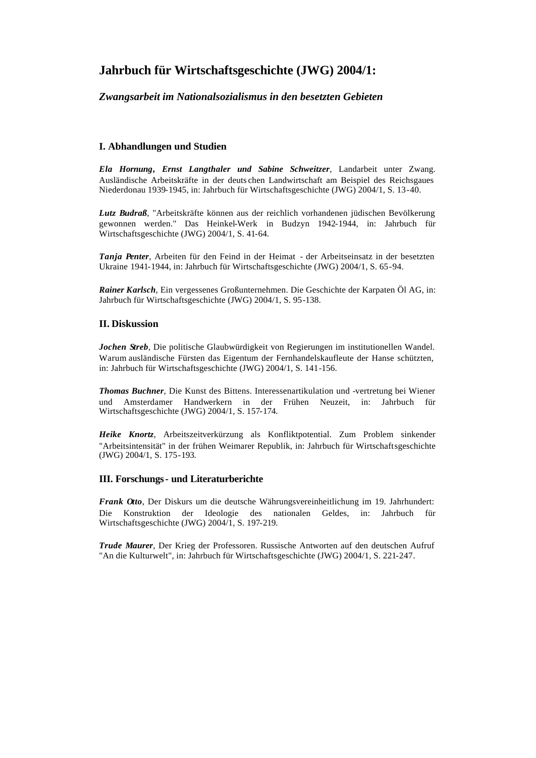# Jahrbuch für Wirtschaftsgeschichte (JWG) 2004/1:

### *Zwangsarbeit im Nationalsozialismus in den besetzten Gebieten*

## I. Abhandlungen und Studien

***Ela Hornung*, *Ernst Langthaler und Sabine Schweitzer***, Landarbeit unter Zwang. Ausländische Arbeitskräfte in der deutschen Landwirtschaft am Beispiel des Reichsgaues Niederdonau 1939-1945, in: Jahrbuch für Wirtschaftsgeschichte (JWG) 2004/1, S. 13-40.

***Lutz Budraß***, "Arbeitskräfte können aus der reichlich vorhandenen jüdischen Bevölkerung gewonnen werden." Das Heinkel-Werk in Budzyn 1942-1944, in: Jahrbuch für Wirtschaftsgeschichte (JWG) 2004/1, S. 41-64.

***Tanja Penter***, Arbeiten für den Feind in der Heimat - der Arbeitseinsatz in der besetzten Ukraine 1941-1944, in: Jahrbuch für Wirtschaftsgeschichte (JWG) 2004/1, S. 65-94.

***Rainer Karlsch***, Ein vergessenes Großunternehmen. Die Geschichte der Karpaten Öl AG, in: Jahrbuch für Wirtschaftsgeschichte (JWG) 2004/1, S. 95-138.

## II. Diskussion

***Jochen Streb***, Die politische Glaubwürdigkeit von Regierungen im institutionellen Wandel. Warum ausländische Fürsten das Eigentum der Fernhandelskaufleute der Hanse schützten, in: Jahrbuch für Wirtschaftsgeschichte (JWG) 2004/1, S. 141-156.

***Thomas Buchner***, Die Kunst des Bittens. Interessenartikulation und -vertretung bei Wiener und Amsterdamer Handwerkern in der Frühen Neuzeit, in: Jahrbuch für Wirtschaftsgeschichte (JWG) 2004/1, S. 157-174.

***Heike Knortz***, Arbeitszeitverkürzung als Konfliktpotential. Zum Problem sinkender "Arbeitsintensität" in der frühen Weimarer Republik, in: Jahrbuch für Wirtschaftsgeschichte (JWG) 2004/1, S. 175-193.

## III. Forschungs- und Literaturberichte

***Frank Otto***, Der Diskurs um die deutsche Währungsvereinheitlichung im 19. Jahrhundert: Die Konstruktion der Ideologie des nationalen Geldes, in: Jahrbuch für Wirtschaftsgeschichte (JWG) 2004/1, S. 197-219.

***Trude Maurer***, Der Krieg der Professoren. Russische Antworten auf den deutschen Aufruf "An die Kulturwelt", in: Jahrbuch für Wirtschaftsgeschichte (JWG) 2004/1, S. 221-247.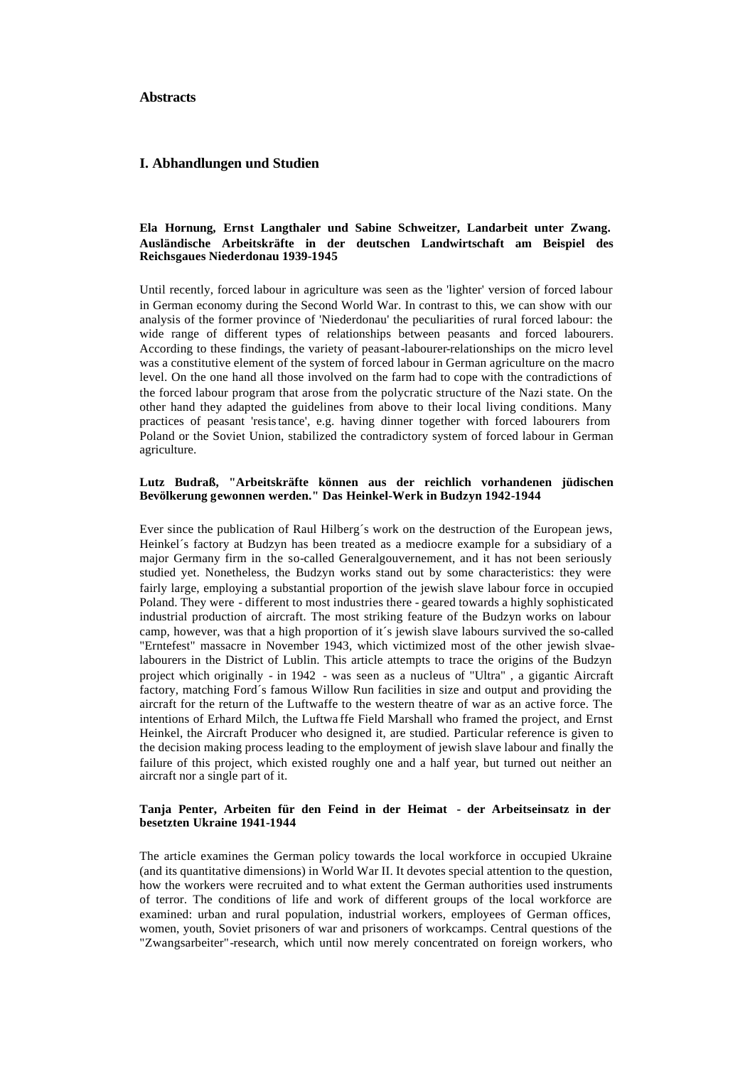**Abstracts**

## I. Abhandlungen und Studien

### Ela Hornung, Ernst Langthaler und Sabine Schweitzer, Landarbeit unter Zwang. Ausländische Arbeitskräfte in der deutschen Landwirtschaft am Beispiel des Reichsgaues Niederdonau 1939-1945

Until recently, forced labour in agriculture was seen as the 'lighter' version of forced labour in German economy during the Second World War. In contrast to this, we can show with our analysis of the former province of 'Niederdonau' the peculiarities of rural forced labour: the wide range of different types of relationships between peasants and forced labourers. According to these findings, the variety of peasant-labourer-relationships on the micro level was a constitutive element of the system of forced labour in German agriculture on the macro level. On the one hand all those involved on the farm had to cope with the contradictions of the forced labour program that arose from the polycratic structure of the Nazi state. On the other hand they adapted the guidelines from above to their local living conditions. Many practices of peasant 'resis tance', e.g. having dinner together with forced labourers from Poland or the Soviet Union, stabilized the contradictory system of forced labour in German agriculture.

### Lutz Budraß, "Arbeitskräfte können aus der reichlich vorhandenen jüdischen Bevölkerung gewonnen werden." Das Heinkel-Werk in Budzyn 1942-1944

Ever since the publication of Raul Hilberg´s work on the destruction of the European jews, Heinkel´s factory at Budzyn has been treated as a mediocre example for a subsidiary of a major Germany firm in the so-called Generalgouvernement, and it has not been seriously studied yet. Nonetheless, the Budzyn works stand out by some characteristics: they were fairly large, employing a substantial proportion of the jewish slave labour force in occupied Poland. They were - different to most industries there - geared towards a highly sophisticated industrial production of aircraft. The most striking feature of the Budzyn works on labour camp, however, was that a high proportion of it´s jewish slave labours survived the so-called "Erntefest" massacre in November 1943, which victimized most of the other jewish slvae-labourers in the District of Lublin. This article attempts to trace the origins of the Budzyn project which originally - in 1942 - was seen as a nucleus of "Ultra" , a gigantic Aircraft factory, matching Ford´s famous Willow Run facilities in size and output and providing the aircraft for the return of the Luftwaffe to the western theatre of war as an active force. The intentions of Erhard Milch, the Luftwa ffe Field Marshall who framed the project, and Ernst Heinkel, the Aircraft Producer who designed it, are studied. Particular reference is given to the decision making process leading to the employment of jewish slave labour and finally the failure of this project, which existed roughly one and a half year, but turned out neither an aircraft nor a single part of it.

### Tanja Penter, Arbeiten für den Feind in der Heimat - der Arbeitseinsatz in der besetzten Ukraine 1941-1944

The article examines the German policy towards the local workforce in occupied Ukraine (and its quantitative dimensions) in World War II. It devotes special attention to the question, how the workers were recruited and to what extent the German authorities used instruments of terror. The conditions of life and work of different groups of the local workforce are examined: urban and rural population, industrial workers, employees of German offices, women, youth, Soviet prisoners of war and prisoners of workcamps. Central questions of the "Zwangsarbeiter"-research, which until now merely concentrated on foreign workers, who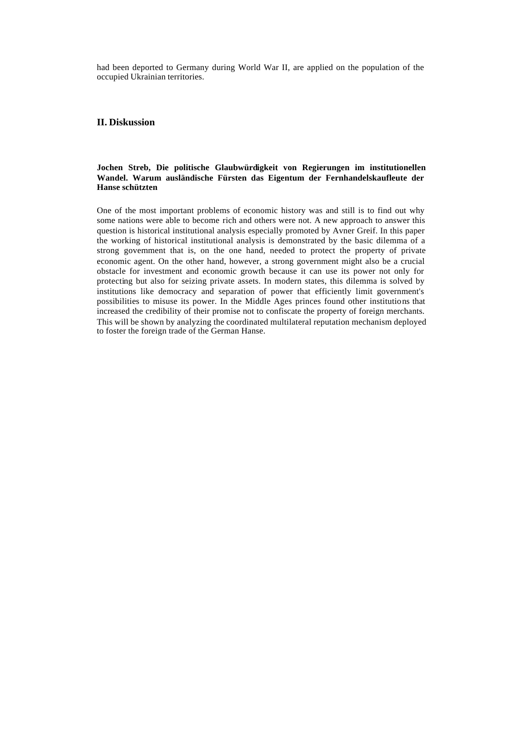had been deported to Germany during World War II, are applied on the population of the occupied Ukrainian territories.

## II. Diskussion

**Jochen Streb, Die politische Glaubwürdigkeit von Regierungen im institutionellen Wandel. Warum ausländische Fürsten das Eigentum der Fernhandelskaufleute der Hanse schützten**

One of the most important problems of economic history was and still is to find out why some nations were able to become rich and others were not. A new approach to answer this question is historical institutional analysis especially promoted by Avner Greif. In this paper the working of historical institutional analysis is demonstrated by the basic dilemma of a strong government that is, on the one hand, needed to protect the property of private economic agent. On the other hand, however, a strong government might also be a crucial obstacle for investment and economic growth because it can use its power not only for protecting but also for seizing private assets. In modern states, this dilemma is solved by institutions like democracy and separation of power that efficiently limit government's possibilities to misuse its power. In the Middle Ages princes found other institutions that increased the credibility of their promise not to confiscate the property of foreign merchants. This will be shown by analyzing the coordinated multilateral reputation mechanism deployed to foster the foreign trade of the German Hanse.